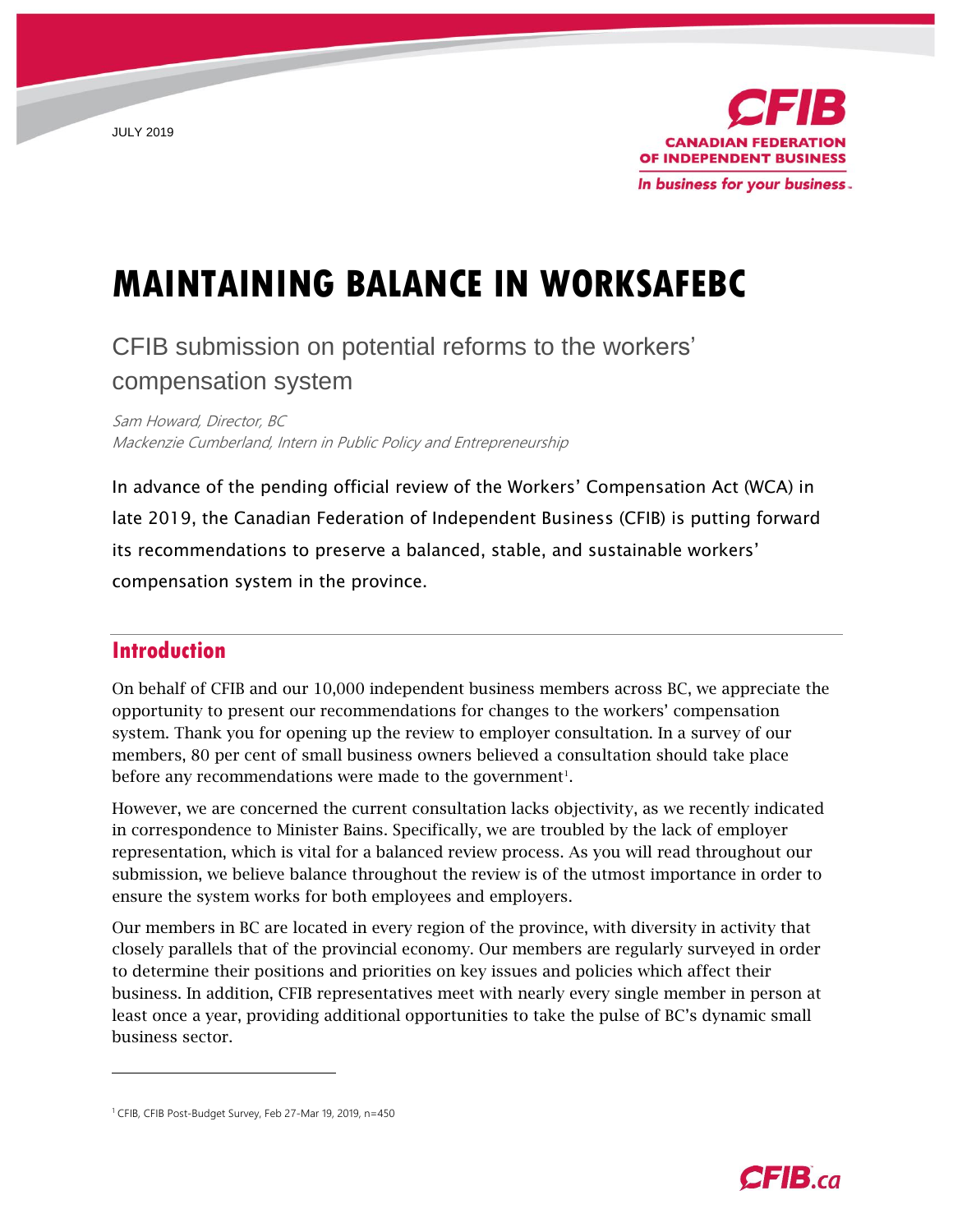JULY 2019

CFIB
CANADIAN FEDERATION OF INDEPENDENT BUSINESS
*In business for your business.*

# MAINTAINING BALANCE IN WORKSAFEBC

## CFIB submission on potential reforms to the workers' compensation system

*Sam Howard, Director, BC*
*Mackenzie Cumberland, Intern in Public Policy and Entrepreneurship*

In advance of the pending official review of the Workers' Compensation Act (WCA) in late 2019, the Canadian Federation of Independent Business (CFIB) is putting forward its recommendations to preserve a balanced, stable, and sustainable workers' compensation system in the province.

## Introduction

On behalf of CFIB and our 10,000 independent business members across BC, we appreciate the opportunity to present our recommendations for changes to the workers' compensation system. Thank you for opening up the review to employer consultation. In a survey of our members, 80 per cent of small business owners believed a consultation should take place before any recommendations were made to the government[1].

However, we are concerned the current consultation lacks objectivity, as we recently indicated in correspondence to Minister Bains. Specifically, we are troubled by the lack of employer representation, which is vital for a balanced review process. As you will read throughout our submission, we believe balance throughout the review is of the utmost importance in order to ensure the system works for both employees and employers.

Our members in BC are located in every region of the province, with diversity in activity that closely parallels that of the provincial economy. Our members are regularly surveyed in order to determine their positions and priorities on key issues and policies which affect their business. In addition, CFIB representatives meet with nearly every single member in person at least once a year, providing additional opportunities to take the pulse of BC's dynamic small business sector.

[1] CFIB, CFIB Post-Budget Survey, Feb 27-Mar 19, 2019, n=450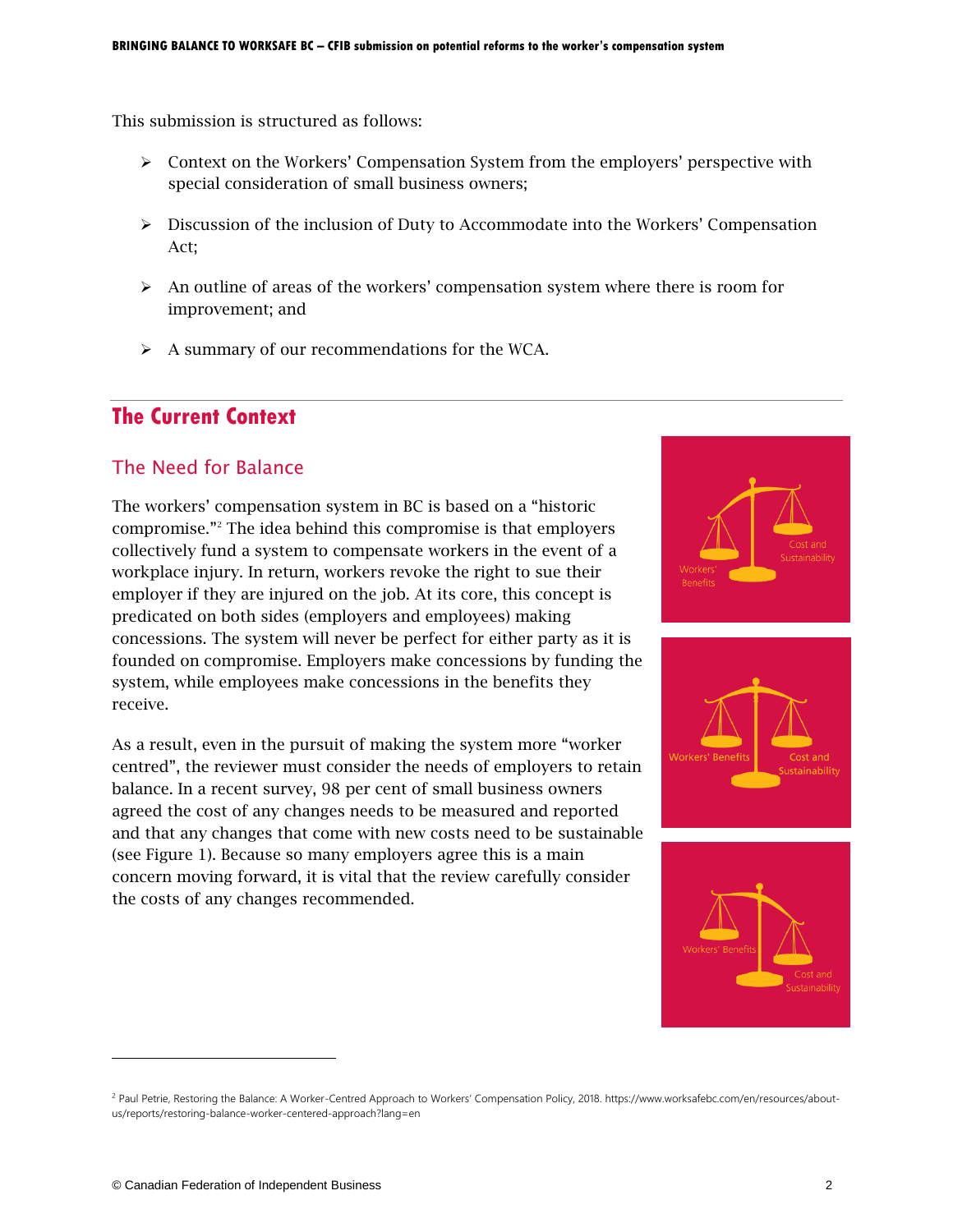This submission is structured as follows:

- Context on the Workers' Compensation System from the employers' perspective with special consideration of small business owners;
- Discussion of the inclusion of Duty to Accommodate into the Workers' Compensation Act;
- An outline of areas of the workers' compensation system where there is room for improvement; and
- A summary of our recommendations for the WCA.

## The Current Context

### The Need for Balance

The workers' compensation system in BC is based on a "historic compromise."[2] The idea behind this compromise is that employers collectively fund a system to compensate workers in the event of a workplace injury. In return, workers revoke the right to sue their employer if they are injured on the job. At its core, this concept is predicated on both sides (employers and employees) making concessions. The system will never be perfect for either party as it is founded on compromise. Employers make concessions by funding the system, while employees make concessions in the benefits they receive.

As a result, even in the pursuit of making the system more "worker centred", the reviewer must consider the needs of employers to retain balance. In a recent survey, 98 per cent of small business owners agreed the cost of any changes needs to be measured and reported and that any changes that come with new costs need to be sustainable (see Figure 1). Because so many employers agree this is a main concern moving forward, it is vital that the review carefully consider the costs of any changes recommended.

---

[2] Paul Petrie, Restoring the Balance: A Worker-Centred Approach to Workers' Compensation Policy, 2018. https://www.worksafebc.com/en/resources/about-us/reports/restoring-balance-worker-centered-approach?lang=en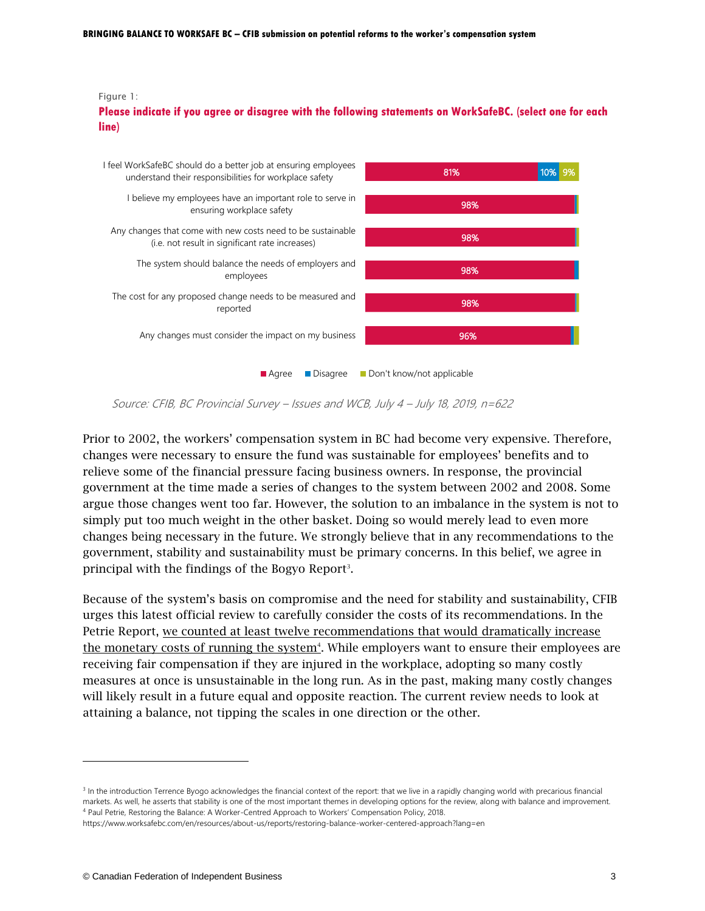Figure 1:

**Please indicate if you agree or disagree with the following statements on WorkSafeBC. (select one for each line)**

| Statement | Agree | Disagree | Don't know/not applicable |
|---|---|---|---|
| I feel WorkSafeBC should do a better job at ensuring employees understand their responsibilities for workplace safety | 81% | 10% | 9% |
| I believe my employees have an important role to serve in ensuring workplace safety | 98% | | |
| Any changes that come with new costs need to be sustainable (i.e. not result in significant rate increases) | 98% | | |
| The system should balance the needs of employers and employees | 98% | | |
| The cost for any proposed change needs to be measured and reported | 98% | | |
| Any changes must consider the impact on my business | 96% | | |

*Source: CFIB, BC Provincial Survey – Issues and WCB, July 4 – July 18, 2019, n=622*

Prior to 2002, the workers' compensation system in BC had become very expensive. Therefore, changes were necessary to ensure the fund was sustainable for employees' benefits and to relieve some of the financial pressure facing business owners. In response, the provincial government at the time made a series of changes to the system between 2002 and 2008. Some argue those changes went too far. However, the solution to an imbalance in the system is not to simply put too much weight in the other basket. Doing so would merely lead to even more changes being necessary in the future. We strongly believe that in any recommendations to the government, stability and sustainability must be primary concerns. In this belief, we agree in principal with the findings of the Bogyo Report[3].

Because of the system's basis on compromise and the need for stability and sustainability, CFIB urges this latest official review to carefully consider the costs of its recommendations. In the Petrie Report, we counted at least twelve recommendations that would dramatically increase the monetary costs of running the system[4]. While employers want to ensure their employees are receiving fair compensation if they are injured in the workplace, adopting so many costly measures at once is unsustainable in the long run. As in the past, making many costly changes will likely result in a future equal and opposite reaction. The current review needs to look at attaining a balance, not tipping the scales in one direction or the other.

---

[3] In the introduction Terrence Byogo acknowledges the financial context of the report: that we live in a rapidly changing world with precarious financial markets. As well, he asserts that stability is one of the most important themes in developing options for the review, along with balance and improvement.

[4] Paul Petrie, Restoring the Balance: A Worker-Centred Approach to Workers' Compensation Policy, 2018. https://www.worksafebc.com/en/resources/about-us/reports/restoring-balance-worker-centered-approach?lang=en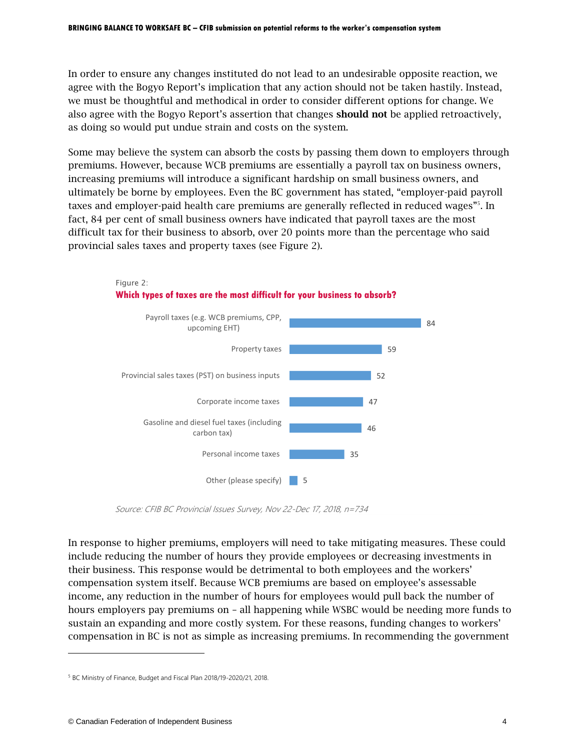In order to ensure any changes instituted do not lead to an undesirable opposite reaction, we agree with the Bogyo Report's implication that any action should not be taken hastily. Instead, we must be thoughtful and methodical in order to consider different options for change. We also agree with the Bogyo Report's assertion that changes **should not** be applied retroactively, as doing so would put undue strain and costs on the system.

Some may believe the system can absorb the costs by passing them down to employers through premiums. However, because WCB premiums are essentially a payroll tax on business owners, increasing premiums will introduce a significant hardship on small business owners, and ultimately be borne by employees. Even the BC government has stated, "employer-paid payroll taxes and employer-paid health care premiums are generally reflected in reduced wages"[5]. In fact, 84 per cent of small business owners have indicated that payroll taxes are the most difficult tax for their business to absorb, over 20 points more than the percentage who said provincial sales taxes and property taxes (see Figure 2).

Figure 2:

**Which types of taxes are the most difficult for your business to absorb?**

| Tax type | % |
| --- | --- |
| Payroll taxes (e.g. WCB premiums, CPP, upcoming EHT) | 84 |
| Property taxes | 59 |
| Provincial sales taxes (PST) on business inputs | 52 |
| Corporate income taxes | 47 |
| Gasoline and diesel fuel taxes (including carbon tax) | 46 |
| Personal income taxes | 35 |
| Other (please specify) | 5 |

*Source: CFIB BC Provincial Issues Survey, Nov 22-Dec 17, 2018, n=734*

In response to higher premiums, employers will need to take mitigating measures. These could include reducing the number of hours they provide employees or decreasing investments in their business. This response would be detrimental to both employees and the workers' compensation system itself. Because WCB premiums are based on employee's assessable income, any reduction in the number of hours for employees would pull back the number of hours employers pay premiums on – all happening while WSBC would be needing more funds to sustain an expanding and more costly system. For these reasons, funding changes to workers' compensation in BC is not as simple as increasing premiums. In recommending the government

[5] BC Ministry of Finance, Budget and Fiscal Plan 2018/19-2020/21, 2018.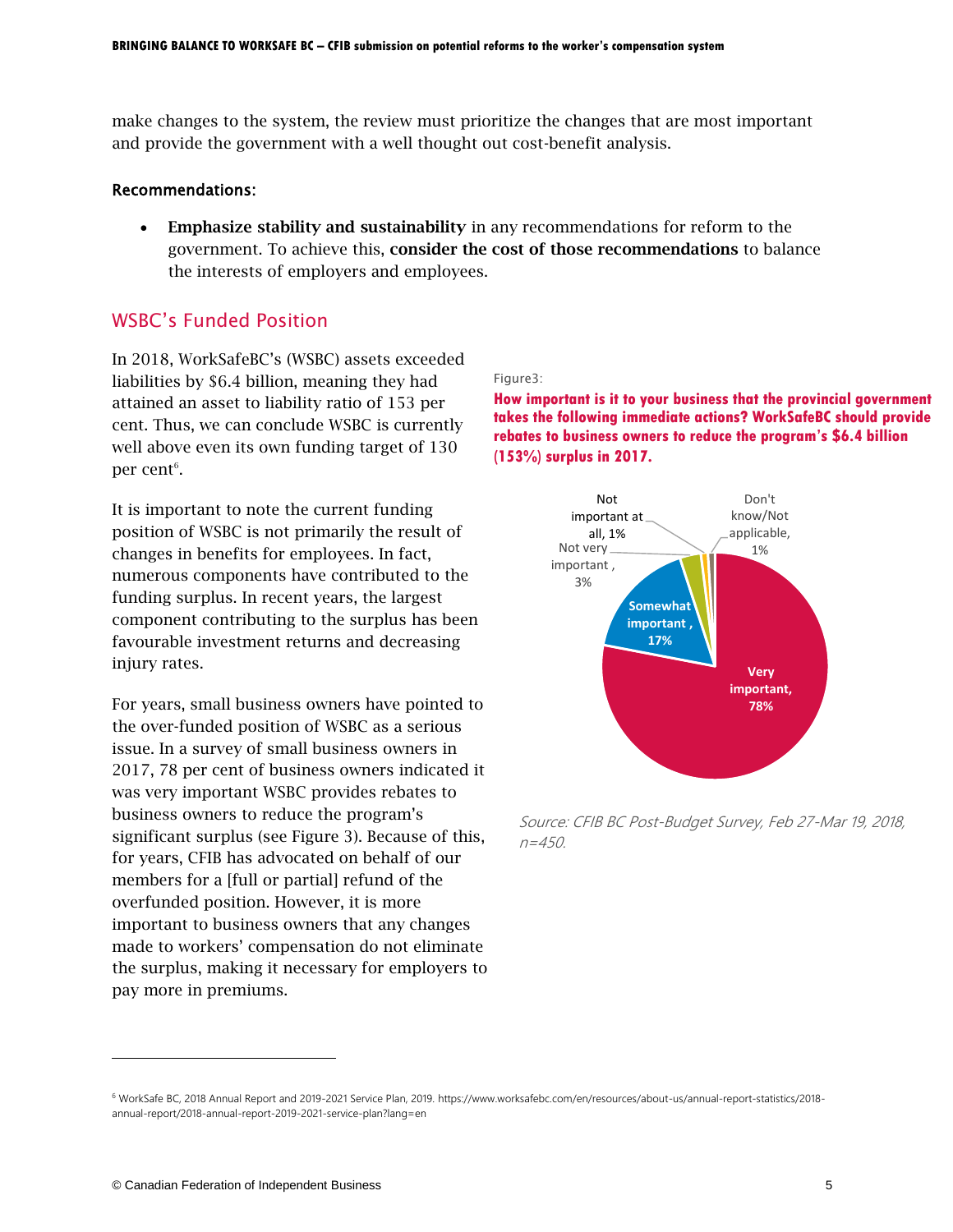make changes to the system, the review must prioritize the changes that are most important and provide the government with a well thought out cost-benefit analysis.

**Recommendations:**

- **Emphasize stability and sustainability** in any recommendations for reform to the government. To achieve this, **consider the cost of those recommendations** to balance the interests of employers and employees.

## WSBC's Funded Position

In 2018, WorkSafeBC's (WSBC) assets exceeded liabilities by $6.4 billion, meaning they had attained an asset to liability ratio of 153 per cent. Thus, we can conclude WSBC is currently well above even its own funding target of 130 per cent[6].

It is important to note the current funding position of WSBC is not primarily the result of changes in benefits for employees. In fact, numerous components have contributed to the funding surplus. In recent years, the largest component contributing to the surplus has been favourable investment returns and decreasing injury rates.

For years, small business owners have pointed to the over-funded position of WSBC as a serious issue. In a survey of small business owners in 2017, 78 per cent of business owners indicated it was very important WSBC provides rebates to business owners to reduce the program's significant surplus (see Figure 3). Because of this, for years, CFIB has advocated on behalf of our members for a [full or partial] refund of the overfunded position. However, it is more important to business owners that any changes made to workers' compensation do not eliminate the surplus, making it necessary for employers to pay more in premiums.

Figure3:

**How important is it to your business that the provincial government takes the following immediate actions? WorkSafeBC should provide rebates to business owners to reduce the program's $6.4 billion (153%) surplus in 2017.**

| Response | Share |
|---|---|
| Very important | 78% |
| Somewhat important | 17% |
| Not very important | 3% |
| Not important at all | 1% |
| Don't know/Not applicable | 1% |

*Source: CFIB BC Post-Budget Survey, Feb 27-Mar 19, 2018, n=450.*

---

[6] WorkSafe BC, 2018 Annual Report and 2019-2021 Service Plan, 2019. https://www.worksafebc.com/en/resources/about-us/annual-report-statistics/2018-annual-report/2018-annual-report-2019-2021-service-plan?lang=en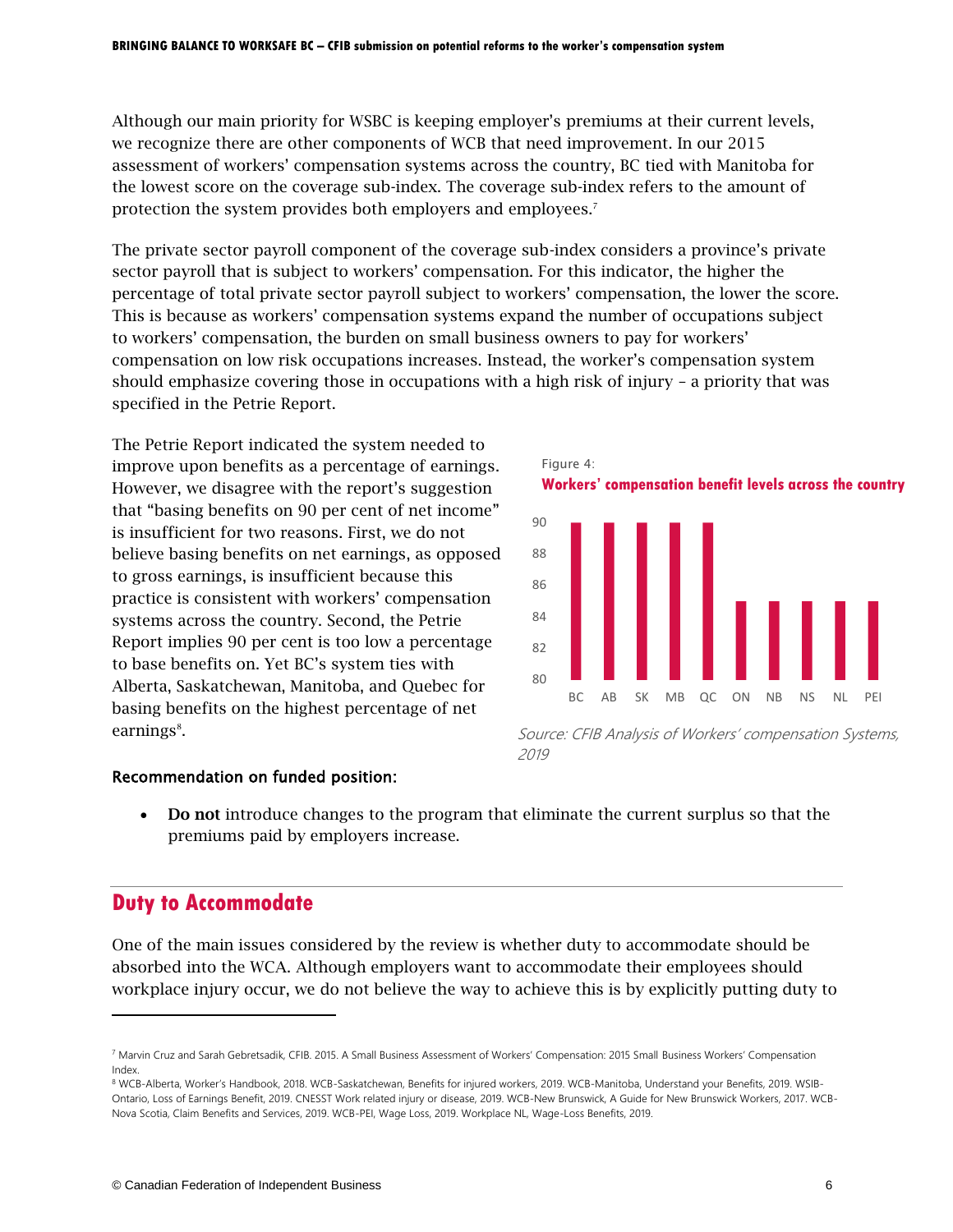Although our main priority for WSBC is keeping employer's premiums at their current levels, we recognize there are other components of WCB that need improvement. In our 2015 assessment of workers' compensation systems across the country, BC tied with Manitoba for the lowest score on the coverage sub-index. The coverage sub-index refers to the amount of protection the system provides both employers and employees.[7]

The private sector payroll component of the coverage sub-index considers a province's private sector payroll that is subject to workers' compensation. For this indicator, the higher the percentage of total private sector payroll subject to workers' compensation, the lower the score. This is because as workers' compensation systems expand the number of occupations subject to workers' compensation, the burden on small business owners to pay for workers' compensation on low risk occupations increases. Instead, the worker's compensation system should emphasize covering those in occupations with a high risk of injury – a priority that was specified in the Petrie Report.

The Petrie Report indicated the system needed to improve upon benefits as a percentage of earnings. However, we disagree with the report's suggestion that "basing benefits on 90 per cent of net income" is insufficient for two reasons. First, we do not believe basing benefits on net earnings, as opposed to gross earnings, is insufficient because this practice is consistent with workers' compensation systems across the country. Second, the Petrie Report implies 90 per cent is too low a percentage to base benefits on. Yet BC's system ties with Alberta, Saskatchewan, Manitoba, and Quebec for basing benefits on the highest percentage of net earnings[8].

Figure 4:
**Workers' compensation benefit levels across the country**

| Province | Benefit level (%) |
|---|---|
| BC | 90 |
| AB | 90 |
| SK | 90 |
| MB | 90 |
| QC | 90 |
| ON | 85 |
| NB | 85 |
| NS | 85 |
| NL | 85 |
| PEI | 85 |

*Source: CFIB Analysis of Workers' compensation Systems, 2019*

#### Recommendation on funded position:

- **Do not** introduce changes to the program that eliminate the current surplus so that the premiums paid by employers increase.

## Duty to Accommodate

One of the main issues considered by the review is whether duty to accommodate should be absorbed into the WCA. Although employers want to accommodate their employees should workplace injury occur, we do not believe the way to achieve this is by explicitly putting duty to

---

[7] Marvin Cruz and Sarah Gebretsadik, CFIB. 2015. A Small Business Assessment of Workers' Compensation: 2015 Small Business Workers' Compensation Index.

[8] WCB-Alberta, Worker's Handbook, 2018. WCB-Saskatchewan, Benefits for injured workers, 2019. WCB-Manitoba, Understand your Benefits, 2019. WSIB-Ontario, Loss of Earnings Benefit, 2019. CNESST Work related injury or disease, 2019. WCB-New Brunswick, A Guide for New Brunswick Workers, 2017. WCB-Nova Scotia, Claim Benefits and Services, 2019. WCB-PEI, Wage Loss, 2019. Workplace NL, Wage-Loss Benefits, 2019.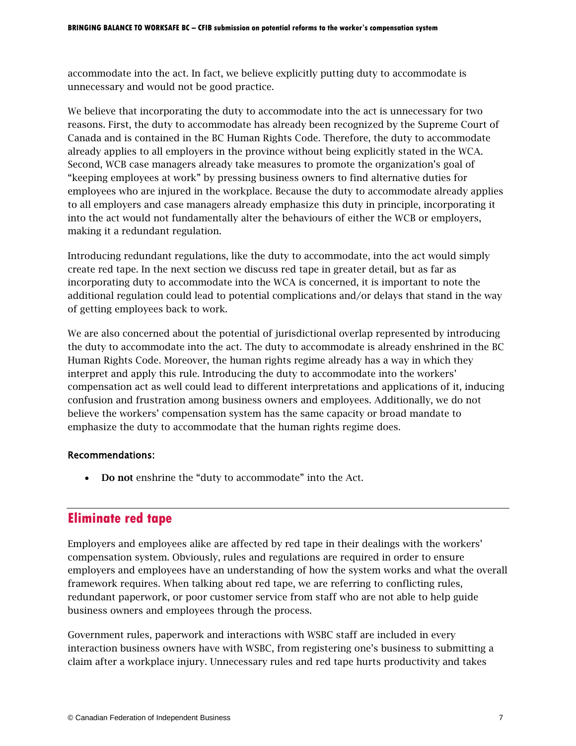accommodate into the act. In fact, we believe explicitly putting duty to accommodate is unnecessary and would not be good practice.

We believe that incorporating the duty to accommodate into the act is unnecessary for two reasons. First, the duty to accommodate has already been recognized by the Supreme Court of Canada and is contained in the BC Human Rights Code. Therefore, the duty to accommodate already applies to all employers in the province without being explicitly stated in the WCA. Second, WCB case managers already take measures to promote the organization's goal of "keeping employees at work" by pressing business owners to find alternative duties for employees who are injured in the workplace. Because the duty to accommodate already applies to all employers and case managers already emphasize this duty in principle, incorporating it into the act would not fundamentally alter the behaviours of either the WCB or employers, making it a redundant regulation.

Introducing redundant regulations, like the duty to accommodate, into the act would simply create red tape. In the next section we discuss red tape in greater detail, but as far as incorporating duty to accommodate into the WCA is concerned, it is important to note the additional regulation could lead to potential complications and/or delays that stand in the way of getting employees back to work.

We are also concerned about the potential of jurisdictional overlap represented by introducing the duty to accommodate into the act. The duty to accommodate is already enshrined in the BC Human Rights Code. Moreover, the human rights regime already has a way in which they interpret and apply this rule. Introducing the duty to accommodate into the workers' compensation act as well could lead to different interpretations and applications of it, inducing confusion and frustration among business owners and employees. Additionally, we do not believe the workers' compensation system has the same capacity or broad mandate to emphasize the duty to accommodate that the human rights regime does.

**Recommendations:**

- **Do not** enshrine the "duty to accommodate" into the Act.

## Eliminate red tape

Employers and employees alike are affected by red tape in their dealings with the workers' compensation system. Obviously, rules and regulations are required in order to ensure employers and employees have an understanding of how the system works and what the overall framework requires. When talking about red tape, we are referring to conflicting rules, redundant paperwork, or poor customer service from staff who are not able to help guide business owners and employees through the process.

Government rules, paperwork and interactions with WSBC staff are included in every interaction business owners have with WSBC, from registering one's business to submitting a claim after a workplace injury. Unnecessary rules and red tape hurts productivity and takes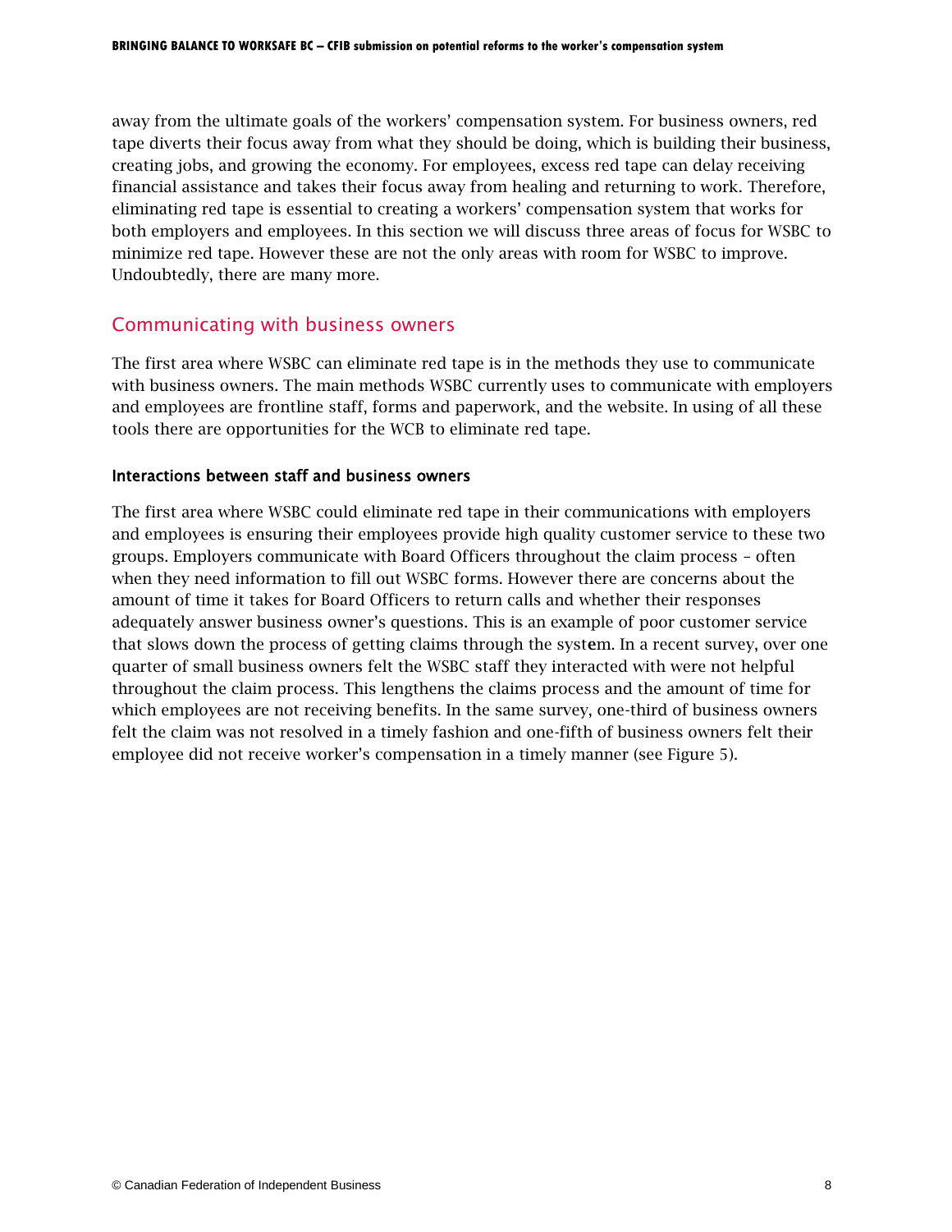away from the ultimate goals of the workers' compensation system. For business owners, red tape diverts their focus away from what they should be doing, which is building their business, creating jobs, and growing the economy. For employees, excess red tape can delay receiving financial assistance and takes their focus away from healing and returning to work. Therefore, eliminating red tape is essential to creating a workers' compensation system that works for both employers and employees. In this section we will discuss three areas of focus for WSBC to minimize red tape. However these are not the only areas with room for WSBC to improve. Undoubtedly, there are many more.

## Communicating with business owners

The first area where WSBC can eliminate red tape is in the methods they use to communicate with business owners. The main methods WSBC currently uses to communicate with employers and employees are frontline staff, forms and paperwork, and the website. In using of all these tools there are opportunities for the WCB to eliminate red tape.

### Interactions between staff and business owners

The first area where WSBC could eliminate red tape in their communications with employers and employees is ensuring their employees provide high quality customer service to these two groups. Employers communicate with Board Officers throughout the claim process – often when they need information to fill out WSBC forms. However there are concerns about the amount of time it takes for Board Officers to return calls and whether their responses adequately answer business owner's questions. This is an example of poor customer service that slows down the process of getting claims through the system. In a recent survey, over one quarter of small business owners felt the WSBC staff they interacted with were not helpful throughout the claim process. This lengthens the claims process and the amount of time for which employees are not receiving benefits. In the same survey, one-third of business owners felt the claim was not resolved in a timely fashion and one-fifth of business owners felt their employee did not receive worker's compensation in a timely manner (see Figure 5).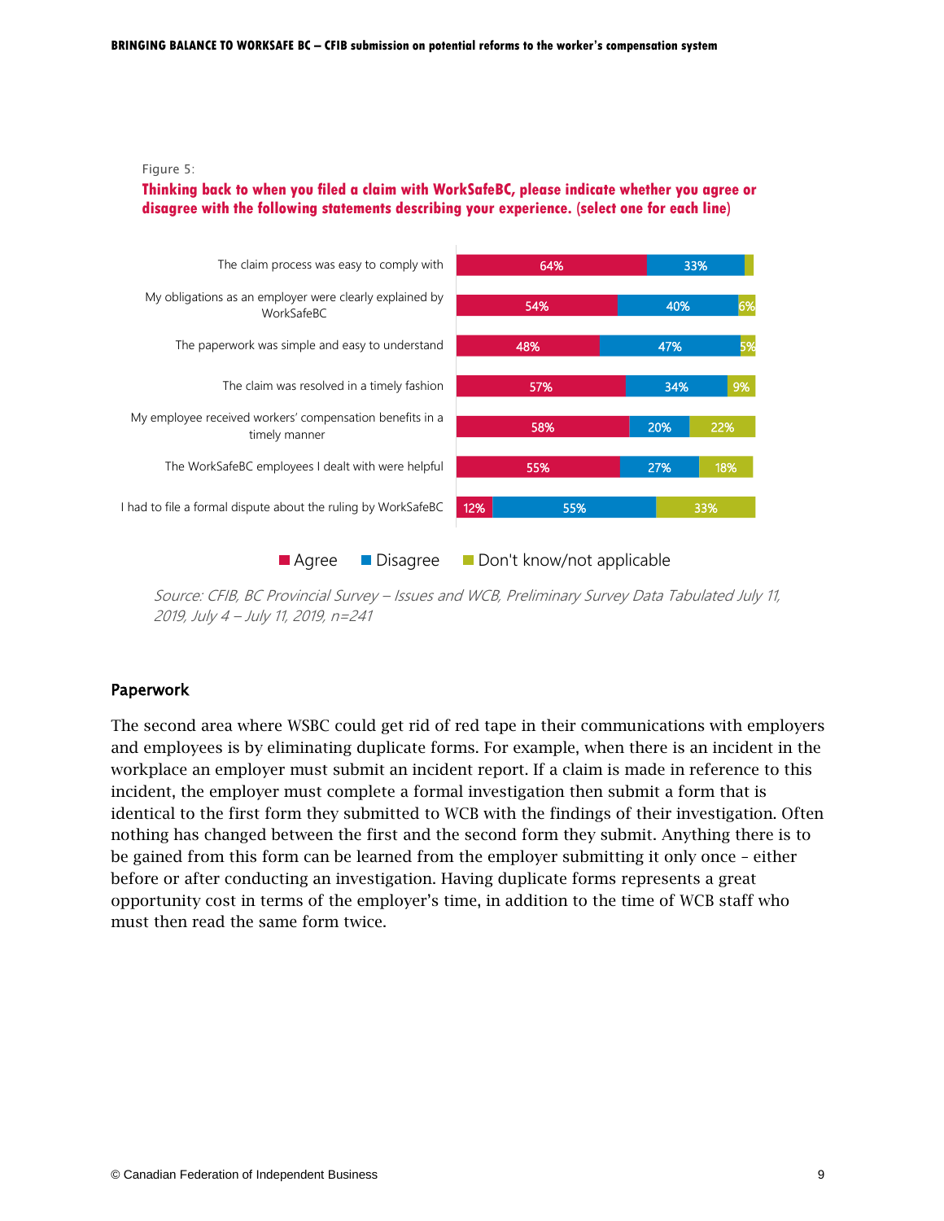Figure 5:

**Thinking back to when you filed a claim with WorkSafeBC, please indicate whether you agree or disagree with the following statements describing your experience. (select one for each line)**

| Statement | Agree | Disagree | Don't know/not applicable |
|---|---|---|---|
| The claim process was easy to comply with | 64% | 33% | |
| My obligations as an employer were clearly explained by WorkSafeBC | 54% | 40% | 6% |
| The paperwork was simple and easy to understand | 48% | 47% | 5% |
| The claim was resolved in a timely fashion | 57% | 34% | 9% |
| My employee received workers' compensation benefits in a timely manner | 58% | 20% | 22% |
| The WorkSafeBC employees I dealt with were helpful | 55% | 27% | 18% |
| I had to file a formal dispute about the ruling by WorkSafeBC | 12% | 55% | 33% |

*Source: CFIB, BC Provincial Survey – Issues and WCB, Preliminary Survey Data Tabulated July 11, 2019, July 4 – July 11, 2019, n=241*

## Paperwork

The second area where WSBC could get rid of red tape in their communications with employers and employees is by eliminating duplicate forms. For example, when there is an incident in the workplace an employer must submit an incident report. If a claim is made in reference to this incident, the employer must complete a formal investigation then submit a form that is identical to the first form they submitted to WCB with the findings of their investigation. Often nothing has changed between the first and the second form they submit. Anything there is to be gained from this form can be learned from the employer submitting it only once – either before or after conducting an investigation. Having duplicate forms represents a great opportunity cost in terms of the employer's time, in addition to the time of WCB staff who must then read the same form twice.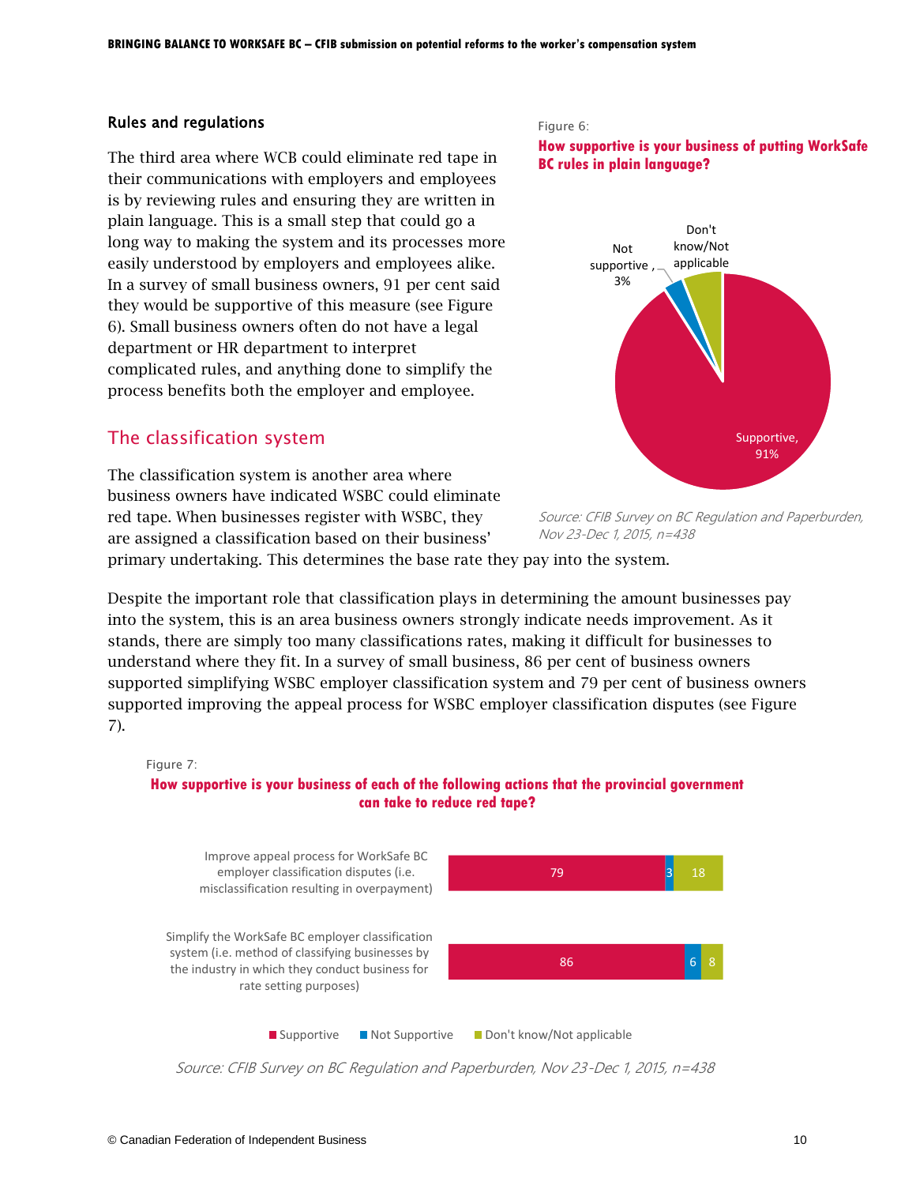### Rules and regulations

The third area where WCB could eliminate red tape in their communications with employers and employees is by reviewing rules and ensuring they are written in plain language. This is a small step that could go a long way to making the system and its processes more easily understood by employers and employees alike. In a survey of small business owners, 91 per cent said they would be supportive of this measure (see Figure 6). Small business owners often do not have a legal department or HR department to interpret complicated rules, and anything done to simplify the process benefits both the employer and employee.

Figure 6:

**How supportive is your business of putting WorkSafe BC rules in plain language?**

| Response | Share |
|---|---|
| Supportive | 91% |
| Not supportive | 3% |
| Don't know/Not applicable | |

*Source: CFIB Survey on BC Regulation and Paperburden, Nov 23-Dec 1, 2015, n=438*

## The classification system

The classification system is another area where business owners have indicated WSBC could eliminate red tape. When businesses register with WSBC, they are assigned a classification based on their business' primary undertaking. This determines the base rate they pay into the system.

Despite the important role that classification plays in determining the amount businesses pay into the system, this is an area business owners strongly indicate needs improvement. As it stands, there are simply too many classifications rates, making it difficult for businesses to understand where they fit. In a survey of small business, 86 per cent of business owners supported simplifying WSBC employer classification system and 79 per cent of business owners supported improving the appeal process for WSBC employer classification disputes (see Figure 7).

Figure 7:

**How supportive is your business of each of the following actions that the provincial government can take to reduce red tape?**

| Action | Supportive | Not Supportive | Don't know/Not applicable |
|---|---|---|---|
| Improve appeal process for WorkSafe BC employer classification disputes (i.e. misclassification resulting in overpayment) | 79 | 3 | 18 |
| Simplify the WorkSafe BC employer classification system (i.e. method of classifying businesses by the industry in which they conduct business for rate setting purposes) | 86 | 6 | 8 |

*Source: CFIB Survey on BC Regulation and Paperburden, Nov 23-Dec 1, 2015, n=438*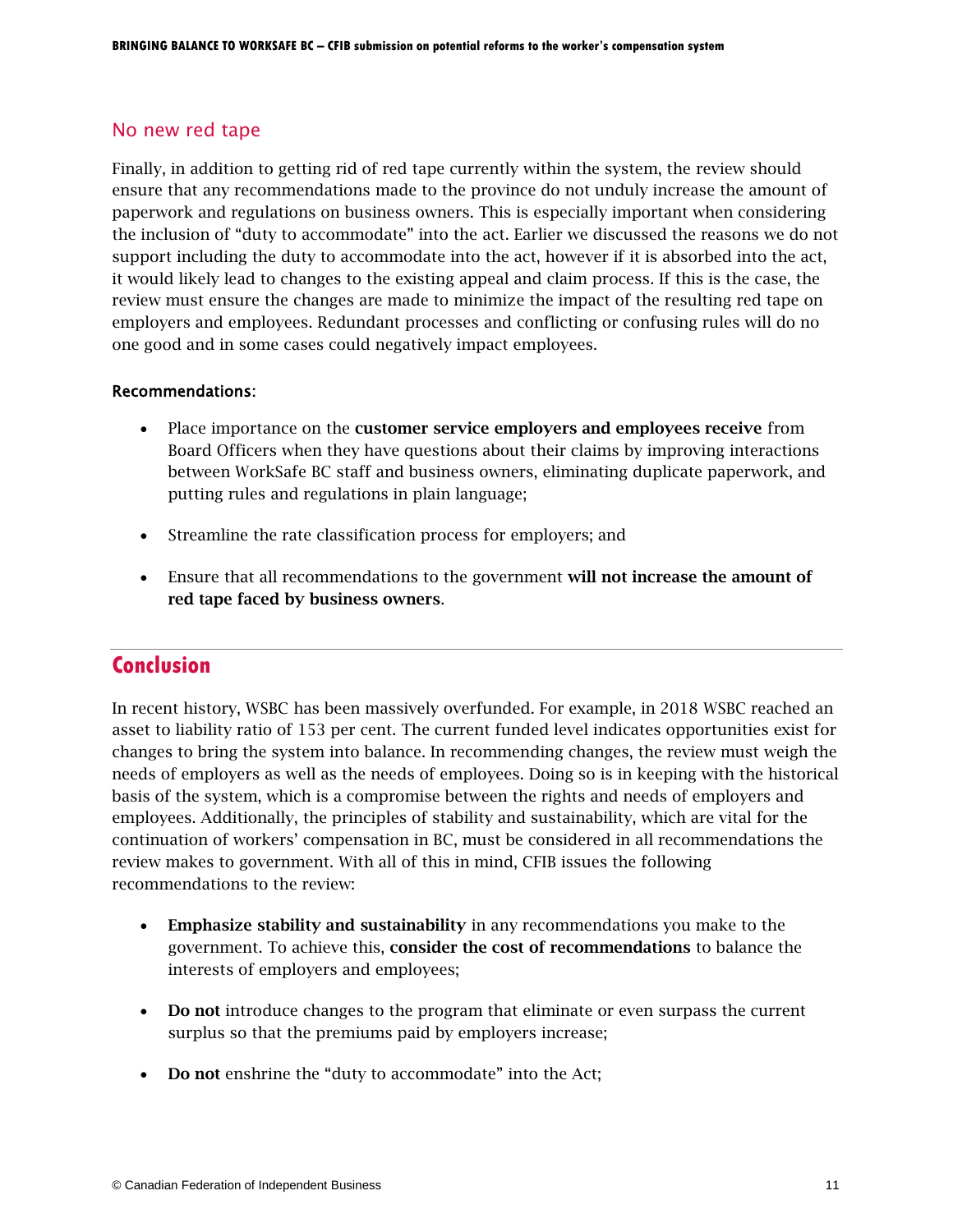### No new red tape

Finally, in addition to getting rid of red tape currently within the system, the review should ensure that any recommendations made to the province do not unduly increase the amount of paperwork and regulations on business owners. This is especially important when considering the inclusion of "duty to accommodate" into the act. Earlier we discussed the reasons we do not support including the duty to accommodate into the act, however if it is absorbed into the act, it would likely lead to changes to the existing appeal and claim process. If this is the case, the review must ensure the changes are made to minimize the impact of the resulting red tape on employers and employees. Redundant processes and conflicting or confusing rules will do no one good and in some cases could negatively impact employees.

**Recommendations:**

- Place importance on the **customer service employers and employees receive** from Board Officers when they have questions about their claims by improving interactions between WorkSafe BC staff and business owners, eliminating duplicate paperwork, and putting rules and regulations in plain language;
- Streamline the rate classification process for employers; and
- Ensure that all recommendations to the government **will not increase the amount of red tape faced by business owners**.

## Conclusion

In recent history, WSBC has been massively overfunded. For example, in 2018 WSBC reached an asset to liability ratio of 153 per cent. The current funded level indicates opportunities exist for changes to bring the system into balance. In recommending changes, the review must weigh the needs of employers as well as the needs of employees. Doing so is in keeping with the historical basis of the system, which is a compromise between the rights and needs of employers and employees. Additionally, the principles of stability and sustainability, which are vital for the continuation of workers' compensation in BC, must be considered in all recommendations the review makes to government. With all of this in mind, CFIB issues the following recommendations to the review:

- **Emphasize stability and sustainability** in any recommendations you make to the government. To achieve this, **consider the cost of recommendations** to balance the interests of employers and employees;
- **Do not** introduce changes to the program that eliminate or even surpass the current surplus so that the premiums paid by employers increase;
- **Do not** enshrine the "duty to accommodate" into the Act;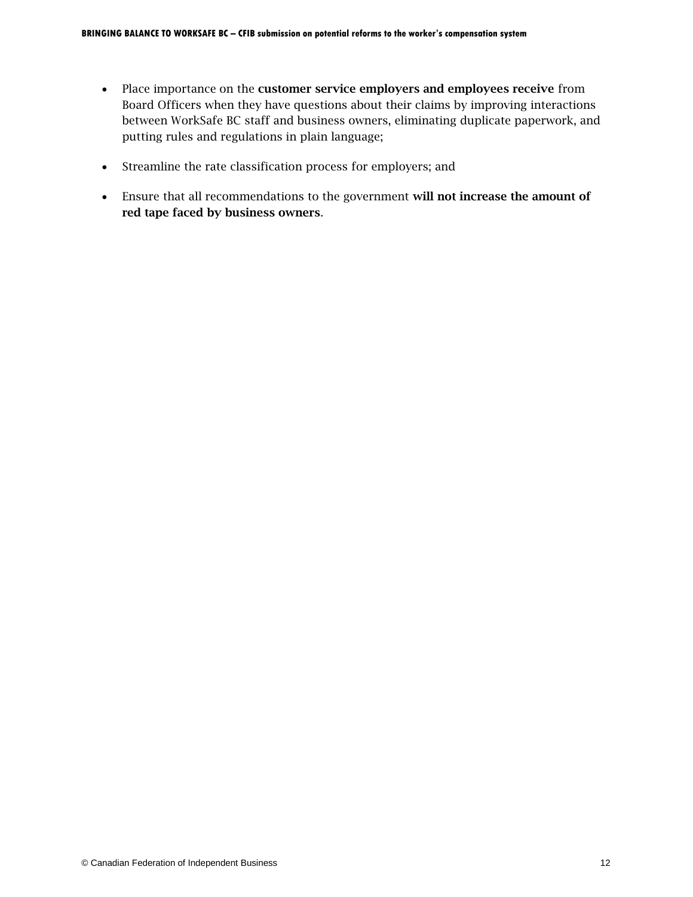- Place importance on the **customer service employers and employees receive** from Board Officers when they have questions about their claims by improving interactions between WorkSafe BC staff and business owners, eliminating duplicate paperwork, and putting rules and regulations in plain language;

- Streamline the rate classification process for employers; and

- Ensure that all recommendations to the government **will not increase the amount of red tape faced by business owners**.